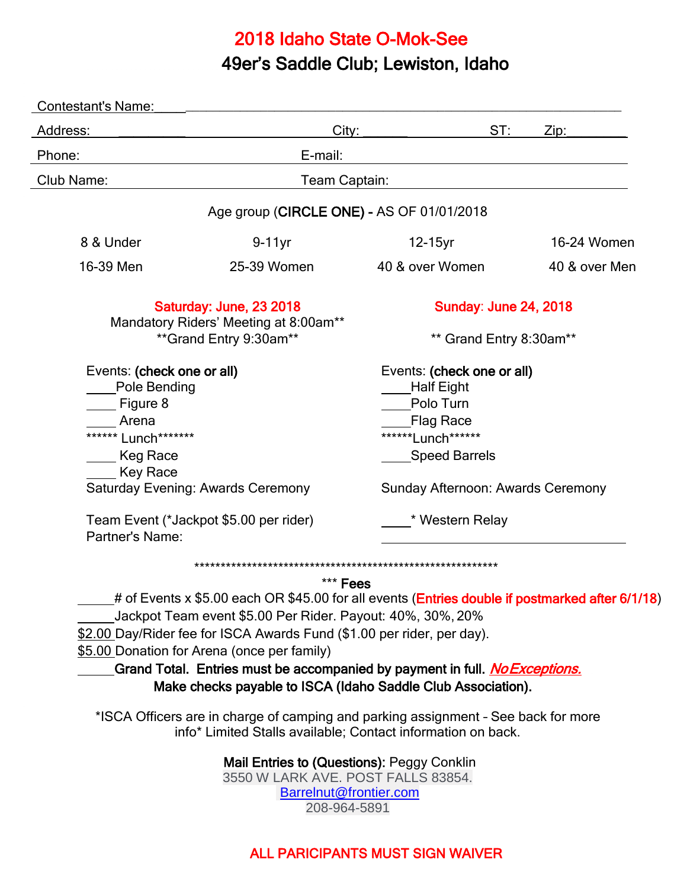# 2018 Idaho State O-Mok-See

## 49er's Saddle Club; Lewiston, Idaho

Contestant's Name:____________________________________________________________

Address: _________ City: ______ ST: Zip:________

Phone: E-mail:

Club Name: Team Captain:

Age group (**CIRCLE ONE**) **-** AS OF 01/01/2018

| | | | |
|---|---|---|---|
| 8 & Under | 9-11yr | 12-15yr | 16-24 Women |
| 16-39 Men | 25-39 Women | 40 & over Women | 40 & over Men |

**Saturday: June, 23 2018**

Mandatory Riders' Meeting at 8:00am**

**Grand Entry 9:30am**

Events: **(check one or all)**

____Pole Bending

____ Figure 8

____ Arena

****** Lunch*******

____ Keg Race

____ Key Race

Saturday Evening: Awards Ceremony

Team Event (*Jackpot $5.00 per rider)

Partner's Name:

**Sunday: June 24, 2018**

** Grand Entry 8:30am**

Events: **(check one or all)**

____Half Eight

____Polo Turn

____Flag Race

******Lunch******

____Speed Barrels

Sunday Afternoon: Awards Ceremony

____* Western Relay

___________________________________

************************************************************

*** **Fees**

_____# of Events x $5.00 each OR $45.00 for all events (**Entries double if postmarked after 6/1/18**)

_____Jackpot Team event $5.00 Per Rider. Payout: 40%, 30%, 20%

$2.00 Day/Rider fee for ISCA Awards Fund ($1.00 per rider, per day).

$5.00 Donation for Arena (once per family)

_____**Grand Total. Entries must be accompanied by payment in full.** ***No Exceptions.***

**Make checks payable to ISCA (Idaho Saddle Club Association).**

*ISCA Officers are in charge of camping and parking assignment – See back for more info* Limited Stalls available; Contact information on back.

**Mail Entries to (Questions):** Peggy Conklin

3550 W LARK AVE. POST FALLS 83854.

Barrelnut@frontier.com

208-964-5891

ALL PARICIPANTS MUST SIGN WAIVER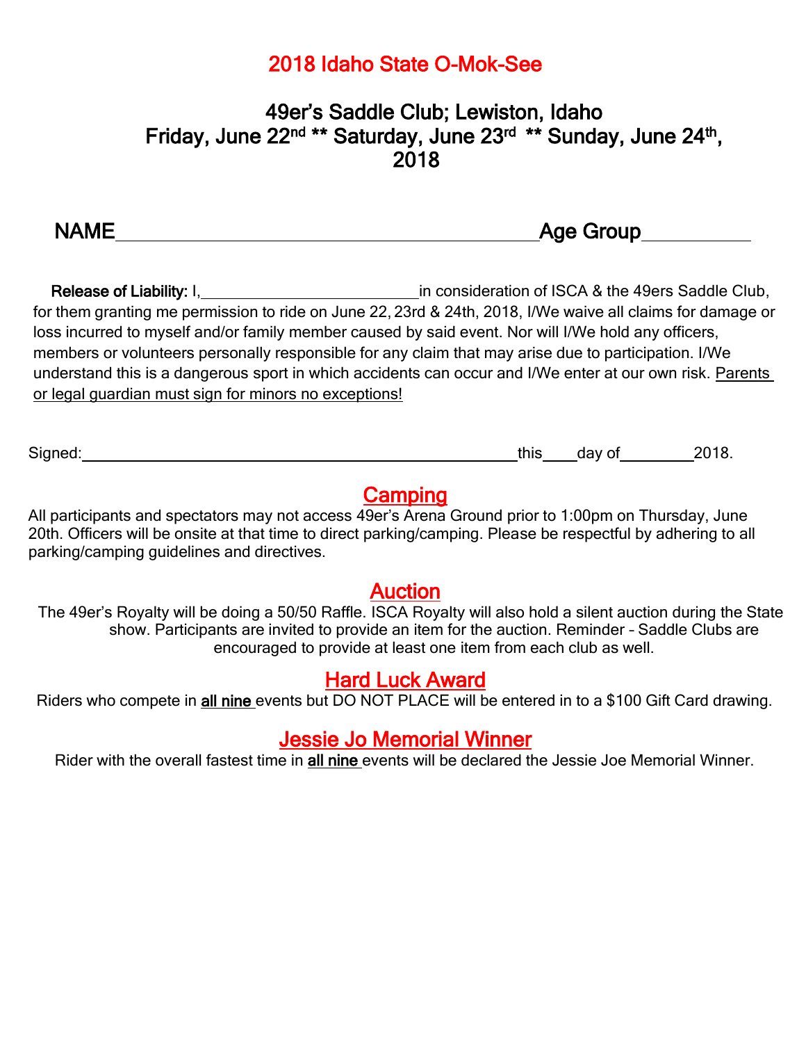# 2018 Idaho State O-Mok-See

## 49er's Saddle Club; Lewiston, Idaho
## Friday, June 22nd ** Saturday, June 23rd ** Sunday, June 24th, 2018

**NAME**\_\_\_\_\_\_\_\_\_\_\_\_\_\_\_\_\_\_\_\_\_\_\_\_\_\_\_\_\_\_\_\_\_\_\_\_\_\_\_\_\_\_\_\_**Age Group**\_\_\_\_\_\_\_\_\_\_

**Release of Liability:** I,\_\_\_\_\_\_\_\_\_\_\_\_\_\_\_\_\_\_\_\_\_\_\_\_\_\_\_\_in consideration of ISCA & the 49ers Saddle Club, for them granting me permission to ride on June 22, 23rd & 24th, 2018, I/We waive all claims for damage or loss incurred to myself and/or family member caused by said event. Nor will I/We hold any officers, members or volunteers personally responsible for any claim that may arise due to participation. I/We understand this is a dangerous sport in which accidents can occur and I/We enter at our own risk. <u>Parents or legal guardian must sign for minors no exceptions!</u>

Signed:\_\_\_\_\_\_\_\_\_\_\_\_\_\_\_\_\_\_\_\_\_\_\_\_\_\_\_\_\_\_\_\_\_\_\_\_\_\_\_\_\_\_\_\_\_\_\_\_\_\_\_\_\_\_this\_\_\_\_day of\_\_\_\_\_\_\_\_\_2018.

## Camping

All participants and spectators may not access 49er's Arena Ground prior to 1:00pm on Thursday, June 20th. Officers will be onsite at that time to direct parking/camping. Please be respectful by adhering to all parking/camping guidelines and directives.

## Auction

The 49er's Royalty will be doing a 50/50 Raffle. ISCA Royalty will also hold a silent auction during the State show. Participants are invited to provide an item for the auction. Reminder – Saddle Clubs are encouraged to provide at least one item from each club as well.

## Hard Luck Award

Riders who compete in **<u>all nine</u>** events but DO NOT PLACE will be entered in to a $100 Gift Card drawing.

## Jessie Jo Memorial Winner

Rider with the overall fastest time in **<u>all nine</u>** events will be declared the Jessie Joe Memorial Winner.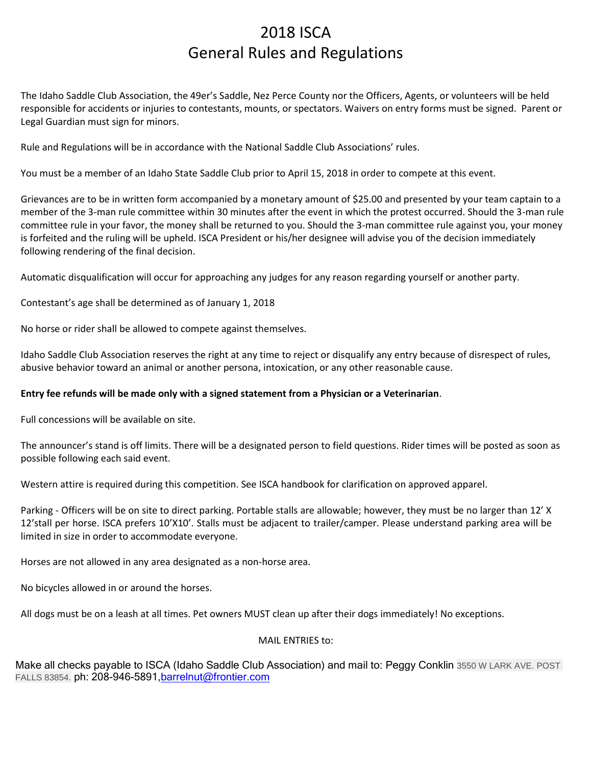# 2018 ISCA
# General Rules and Regulations

The Idaho Saddle Club Association, the 49er's Saddle, Nez Perce County nor the Officers, Agents, or volunteers will be held responsible for accidents or injuries to contestants, mounts, or spectators. Waivers on entry forms must be signed. Parent or Legal Guardian must sign for minors.

Rule and Regulations will be in accordance with the National Saddle Club Associations' rules.

You must be a member of an Idaho State Saddle Club prior to April 15, 2018 in order to compete at this event.

Grievances are to be in written form accompanied by a monetary amount of $25.00 and presented by your team captain to a member of the 3-man rule committee within 30 minutes after the event in which the protest occurred. Should the 3-man rule committee rule in your favor, the money shall be returned to you. Should the 3-man committee rule against you, your money is forfeited and the ruling will be upheld. ISCA President or his/her designee will advise you of the decision immediately following rendering of the final decision.

Automatic disqualification will occur for approaching any judges for any reason regarding yourself or another party.

Contestant's age shall be determined as of January 1, 2018

No horse or rider shall be allowed to compete against themselves.

Idaho Saddle Club Association reserves the right at any time to reject or disqualify any entry because of disrespect of rules, abusive behavior toward an animal or another persona, intoxication, or any other reasonable cause.

**Entry fee refunds will be made only with a signed statement from a Physician or a Veterinarian**.

Full concessions will be available on site.

The announcer's stand is off limits. There will be a designated person to field questions. Rider times will be posted as soon as possible following each said event.

Western attire is required during this competition. See ISCA handbook for clarification on approved apparel.

Parking - Officers will be on site to direct parking. Portable stalls are allowable; however, they must be no larger than 12' X 12'stall per horse. ISCA prefers 10'X10'. Stalls must be adjacent to trailer/camper. Please understand parking area will be limited in size in order to accommodate everyone.

Horses are not allowed in any area designated as a non-horse area.

No bicycles allowed in or around the horses.

All dogs must be on a leash at all times. Pet owners MUST clean up after their dogs immediately! No exceptions.

MAIL ENTRIES to:

Make all checks payable to ISCA (Idaho Saddle Club Association) and mail to: Peggy Conklin 3550 W LARK AVE. POST FALLS 83854. ph: 208-946-5891,barrelnut@frontier.com